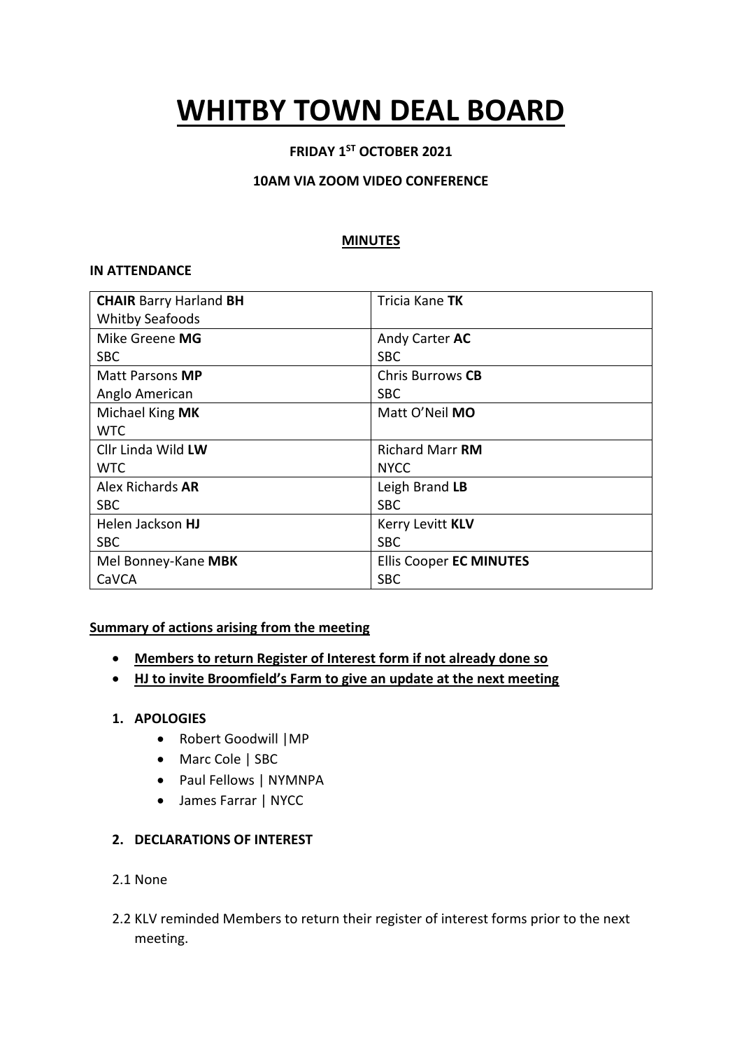# WHITBY TOWN DEAL BOARD

**FRIDAY 1ST OCTOBER 2021**

**10AM VIA ZOOM VIDEO CONFERENCE**

**MINUTES**

**IN ATTENDANCE**

| | |
|---|---|
| **CHAIR** Barry Harland **BH** Whitby Seafoods | Tricia Kane **TK** |
| Mike Greene **MG** SBC | Andy Carter **AC** SBC |
| Matt Parsons **MP** Anglo American | Chris Burrows **CB** SBC |
| Michael King **MK** WTC | Matt O'Neil **MO** |
| Cllr Linda Wild **LW** WTC | Richard Marr **RM** NYCC |
| Alex Richards **AR** SBC | Leigh Brand **LB** SBC |
| Helen Jackson **HJ** SBC | Kerry Levitt **KLV** SBC |
| Mel Bonney-Kane **MBK** CaVCA | Ellis Cooper **EC MINUTES** SBC |

**Summary of actions arising from the meeting**

- **Members to return Register of Interest form if not already done so**
- **HJ to invite Broomfield's Farm to give an update at the next meeting**

1. **APOLOGIES**
   - Robert Goodwill |MP
   - Marc Cole | SBC
   - Paul Fellows | NYMNPA
   - James Farrar | NYCC

2. **DECLARATIONS OF INTEREST**

2.1 None

2.2 KLV reminded Members to return their register of interest forms prior to the next meeting.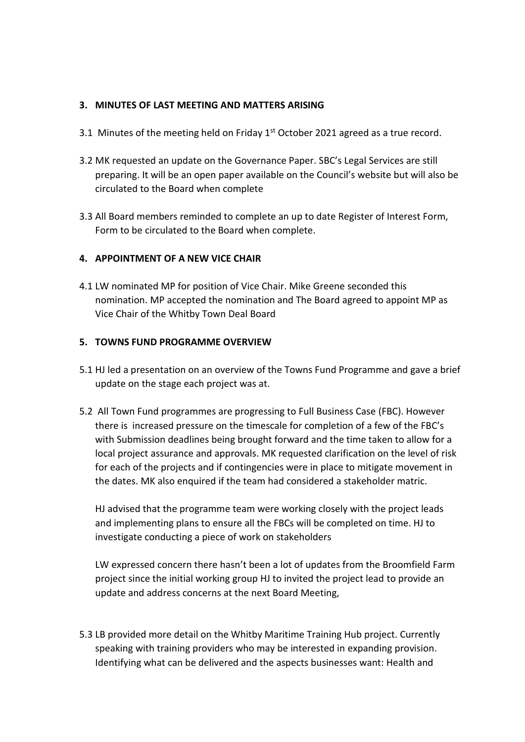**3. MINUTES OF LAST MEETING AND MATTERS ARISING**

3.1 Minutes of the meeting held on Friday 1st October 2021 agreed as a true record.

3.2 MK requested an update on the Governance Paper. SBC's Legal Services are still preparing. It will be an open paper available on the Council's website but will also be circulated to the Board when complete

3.3 All Board members reminded to complete an up to date Register of Interest Form, Form to be circulated to the Board when complete.

**4. APPOINTMENT OF A NEW VICE CHAIR**

4.1 LW nominated MP for position of Vice Chair. Mike Greene seconded this nomination. MP accepted the nomination and The Board agreed to appoint MP as Vice Chair of the Whitby Town Deal Board

**5. TOWNS FUND PROGRAMME OVERVIEW**

5.1 HJ led a presentation on an overview of the Towns Fund Programme and gave a brief update on the stage each project was at.

5.2 All Town Fund programmes are progressing to Full Business Case (FBC). However there is increased pressure on the timescale for completion of a few of the FBC's with Submission deadlines being brought forward and the time taken to allow for a local project assurance and approvals. MK requested clarification on the level of risk for each of the projects and if contingencies were in place to mitigate movement in the dates. MK also enquired if the team had considered a stakeholder matric.

HJ advised that the programme team were working closely with the project leads and implementing plans to ensure all the FBCs will be completed on time. HJ to investigate conducting a piece of work on stakeholders

LW expressed concern there hasn't been a lot of updates from the Broomfield Farm project since the initial working group HJ to invited the project lead to provide an update and address concerns at the next Board Meeting,

5.3 LB provided more detail on the Whitby Maritime Training Hub project. Currently speaking with training providers who may be interested in expanding provision. Identifying what can be delivered and the aspects businesses want: Health and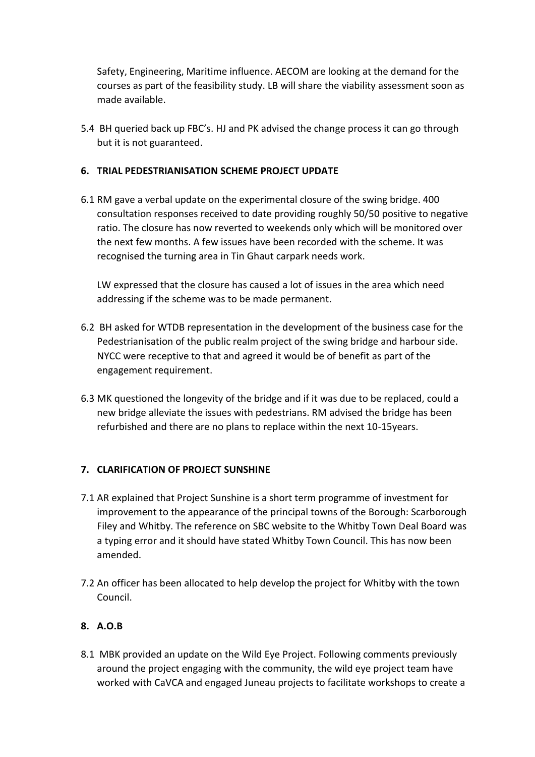Safety, Engineering, Maritime influence. AECOM are looking at the demand for the courses as part of the feasibility study. LB will share the viability assessment soon as made available.

5.4 BH queried back up FBC's. HJ and PK advised the change process it can go through but it is not guaranteed.

**6. TRIAL PEDESTRIANISATION SCHEME PROJECT UPDATE**

6.1 RM gave a verbal update on the experimental closure of the swing bridge. 400 consultation responses received to date providing roughly 50/50 positive to negative ratio. The closure has now reverted to weekends only which will be monitored over the next few months. A few issues have been recorded with the scheme. It was recognised the turning area in Tin Ghaut carpark needs work.

LW expressed that the closure has caused a lot of issues in the area which need addressing if the scheme was to be made permanent.

6.2 BH asked for WTDB representation in the development of the business case for the Pedestrianisation of the public realm project of the swing bridge and harbour side. NYCC were receptive to that and agreed it would be of benefit as part of the engagement requirement.

6.3 MK questioned the longevity of the bridge and if it was due to be replaced, could a new bridge alleviate the issues with pedestrians. RM advised the bridge has been refurbished and there are no plans to replace within the next 10-15years.

**7. CLARIFICATION OF PROJECT SUNSHINE**

7.1 AR explained that Project Sunshine is a short term programme of investment for improvement to the appearance of the principal towns of the Borough: Scarborough Filey and Whitby. The reference on SBC website to the Whitby Town Deal Board was a typing error and it should have stated Whitby Town Council. This has now been amended.

7.2 An officer has been allocated to help develop the project for Whitby with the town Council.

**8. A.O.B**

8.1 MBK provided an update on the Wild Eye Project. Following comments previously around the project engaging with the community, the wild eye project team have worked with CaVCA and engaged Juneau projects to facilitate workshops to create a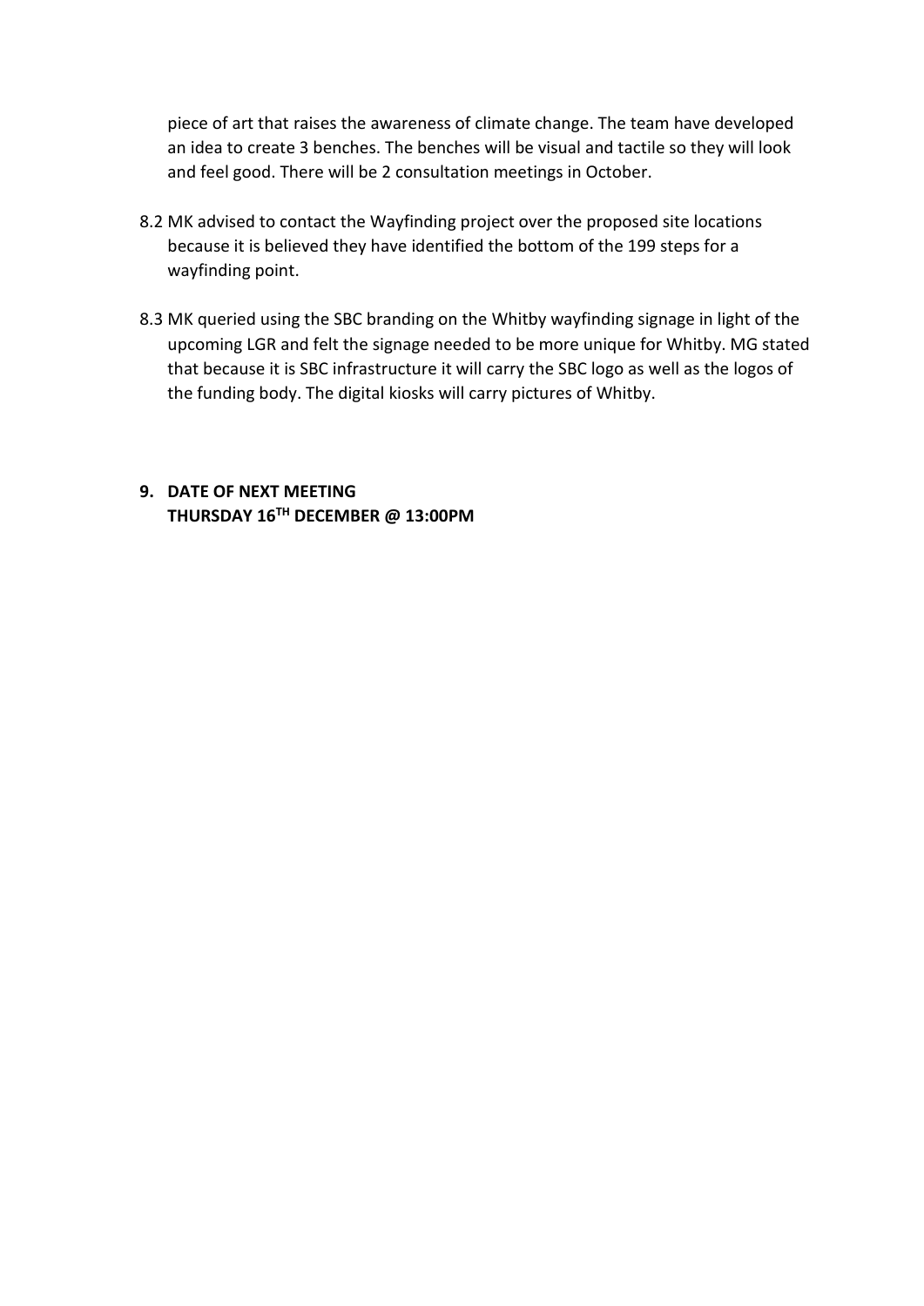piece of art that raises the awareness of climate change. The team have developed an idea to create 3 benches. The benches will be visual and tactile so they will look and feel good. There will be 2 consultation meetings in October.

8.2 MK advised to contact the Wayfinding project over the proposed site locations because it is believed they have identified the bottom of the 199 steps for a wayfinding point.

8.3 MK queried using the SBC branding on the Whitby wayfinding signage in light of the upcoming LGR and felt the signage needed to be more unique for Whitby. MG stated that because it is SBC infrastructure it will carry the SBC logo as well as the logos of the funding body. The digital kiosks will carry pictures of Whitby.

**9. DATE OF NEXT MEETING**
**THURSDAY 16TH DECEMBER @ 13:00PM**